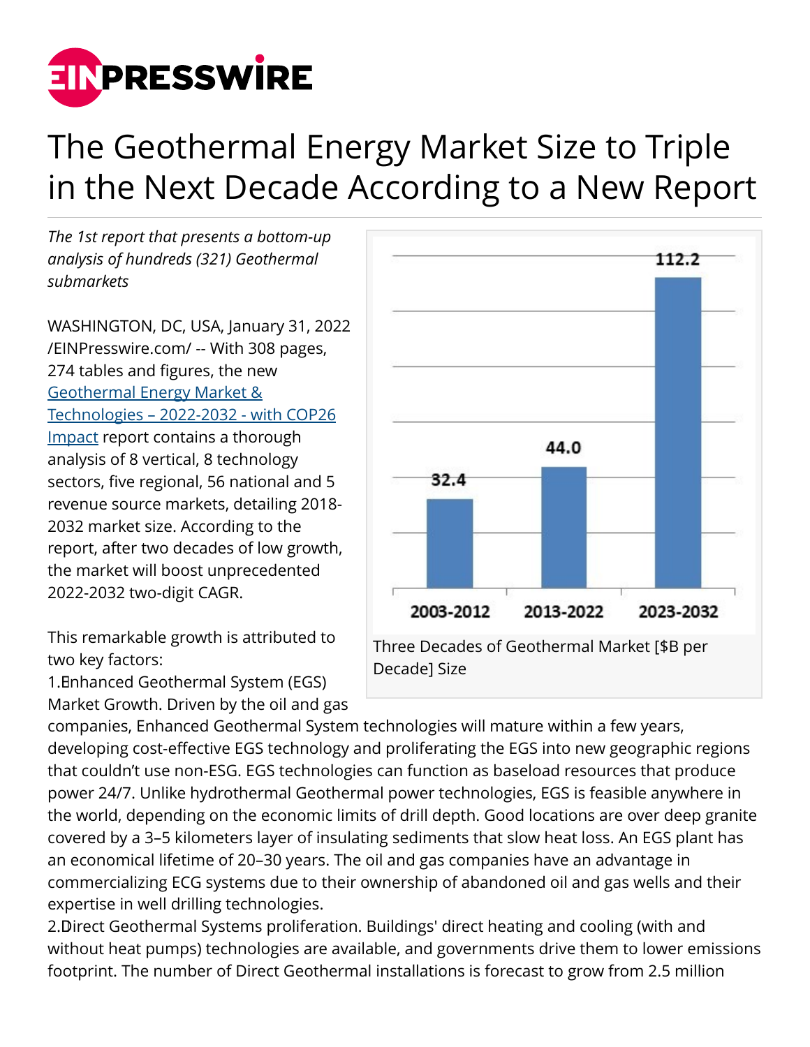# The Geothermal Energy Market Size to Triple in the Next Decade According to a New Report

*The 1st report that presents a bottom-up analysis of hundreds (321) Geothermal submarkets*

WASHINGTON, DC, USA, January 31, 2022 /EINPresswire.com/ -- With 308 pages, 274 tables and figures, the new Geothermal Energy Market & Technologies – 2022-2032 - with COP26 Impact report contains a thorough analysis of 8 vertical, 8 technology sectors, five regional, 56 national and 5 revenue source markets, detailing 2018-2032 market size. According to the report, after two decades of low growth, the market will boost unprecedented 2022-2032 two-digit CAGR.

| 2003-2012 | 2013-2022 | 2023-2032 |
|---|---|---|
| 32.4 | 44.0 | 112.2 |

Three Decades of Geothermal Market [$B per Decade] Size

This remarkable growth is attributed to two key factors:

1. Enhanced Geothermal System (EGS) Market Growth. Driven by the oil and gas companies, Enhanced Geothermal System technologies will mature within a few years, developing cost-effective EGS technology and proliferating the EGS into new geographic regions that couldn't use non-ESG. EGS technologies can function as baseload resources that produce power 24/7. Unlike hydrothermal Geothermal power technologies, EGS is feasible anywhere in the world, depending on the economic limits of drill depth. Good locations are over deep granite covered by a 3–5 kilometers layer of insulating sediments that slow heat loss. An EGS plant has an economical lifetime of 20–30 years. The oil and gas companies have an advantage in commercializing ECG systems due to their ownership of abandoned oil and gas wells and their expertise in well drilling technologies.
2. Direct Geothermal Systems proliferation. Buildings' direct heating and cooling (with and without heat pumps) technologies are available, and governments drive them to lower emissions footprint. The number of Direct Geothermal installations is forecast to grow from 2.5 million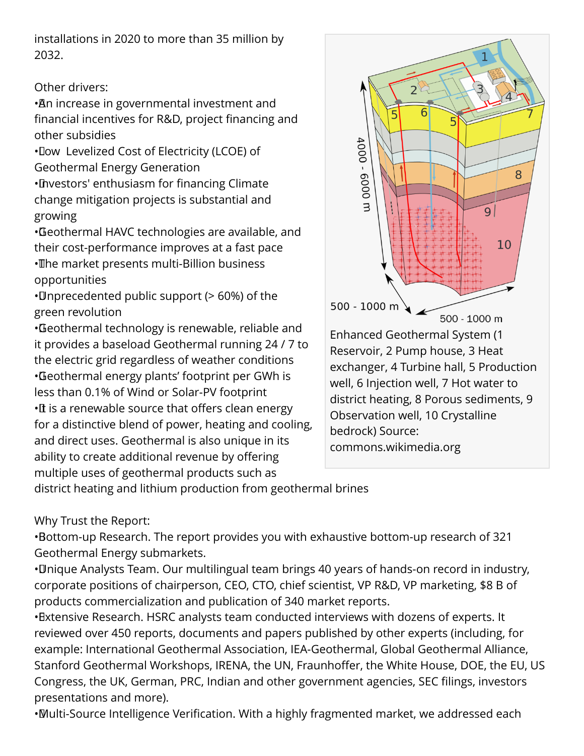installations in 2020 to more than 35 million by 2032.

Other drivers:

- An increase in governmental investment and financial incentives for R&D, project financing and other subsidies
- Low Levelized Cost of Electricity (LCOE) of Geothermal Energy Generation
- Investors' enthusiasm for financing Climate change mitigation projects is substantial and growing
- Geothermal HAVC technologies are available, and their cost-performance improves at a fast pace
- The market presents multi-Billion business opportunities
- Unprecedented public support (> 60%) of the green revolution
- Geothermal technology is renewable, reliable and it provides a baseload Geothermal running 24 / 7 to the electric grid regardless of weather conditions
- Geothermal energy plants' footprint per GWh is less than 0.1% of Wind or Solar-PV footprint
- It is a renewable source that offers clean energy for a distinctive blend of power, heating and cooling, and direct uses. Geothermal is also unique in its ability to create additional revenue by offering multiple uses of geothermal products such as district heating and lithium production from geothermal brines

Enhanced Geothermal System (1 Reservoir, 2 Pump house, 3 Heat exchanger, 4 Turbine hall, 5 Production well, 6 Injection well, 7 Hot water to district heating, 8 Porous sediments, 9 Observation well, 10 Crystalline bedrock) Source: commons.wikimedia.org

Why Trust the Report:

- Bottom-up Research. The report provides you with exhaustive bottom-up research of 321 Geothermal Energy submarkets.
- Unique Analysts Team. Our multilingual team brings 40 years of hands-on record in industry, corporate positions of chairperson, CEO, CTO, chief scientist, VP R&D, VP marketing, $8 B of products commercialization and publication of 340 market reports.
- Extensive Research. HSRC analysts team conducted interviews with dozens of experts. It reviewed over 450 reports, documents and papers published by other experts (including, for example: International Geothermal Association, IEA-Geothermal, Global Geothermal Alliance, Stanford Geothermal Workshops, IRENA, the UN, Fraunhofer, the White House, DOE, the EU, US Congress, the UK, German, PRC, Indian and other government agencies, SEC filings, investors presentations and more).
- Multi-Source Intelligence Verification. With a highly fragmented market, we addressed each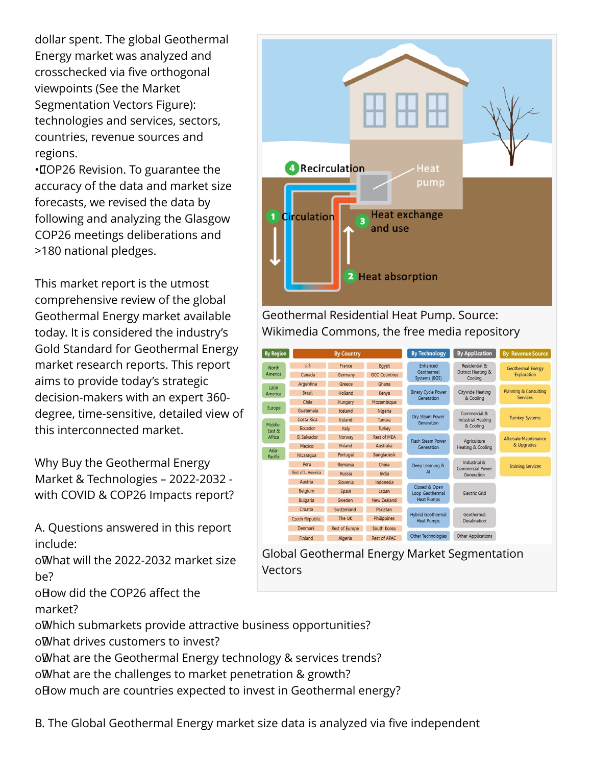dollar spent. The global Geothermal Energy market was analyzed and crosschecked via five orthogonal viewpoints (See the Market Segmentation Vectors Figure): technologies and services, sectors, countries, revenue sources and regions.

• COP26 Revision. To guarantee the accuracy of the data and market size forecasts, we revised the data by following and analyzing the Glasgow COP26 meetings deliberations and >180 national pledges.

This market report is the utmost comprehensive review of the global Geothermal Energy market available today. It is considered the industry's Gold Standard for Geothermal Energy market research reports. This report aims to provide today's strategic decision-makers with an expert 360-degree, time-sensitive, detailed view of this interconnected market.

Why Buy the Geothermal Energy Market & Technologies – 2022-2032 - with COVID & COP26 Impacts report?

A. Questions answered in this report include:

- What will the 2022-2032 market size be?
- How did the COP26 affect the market?
- Which submarkets provide attractive business opportunities?
- What drives customers to invest?
- What are the Geothermal Energy technology & services trends?
- What are the challenges to market penetration & growth?
- How much are countries expected to invest in Geothermal energy?

Geothermal Residential Heat Pump. Source: Wikimedia Commons, the free media repository

| By Region | By Country | | | By Technology | By Application | By Revenue Source |
|---|---|---|---|---|---|---|
| North America | U.S. | France | Egypt | Enhanced Geothermal Systems (EGS) | Residential & District Heating & Cooling | Geothermal Energy Exploration |
| Latin America | Canada | Germany | GCC Countries | Binary Cycle Power Generation | Citywide Heating & Cooling | Planning & Consulting Services |
| Europe | Argentina | Greece | Ghana | Dry Steam Power Generation | Commercial & Industrial Heating & Cooling | Turnkey Systems |
| Middle-East & Africa | Brazil | Holland | Kenya | Flash Steam Power Generation | Agriculture Heating & Cooling | Aftersale Maintenance & Upgrades |
| Asia-Pacific | Chile | Hungary | Mozambique | Deep Learning & AI | Industrial & Commercial Power Generation | Training Services |
| | Guatemala | Iceland | Nigeria | Closed & Open Loop Geothermal Heat Pumps | Electric Grid | |
| | Costa Rica | Ireland | Tunisia | Hybrid Geothermal Heat Pumps | Geothermal Desalination | |
| | Ecuador | Italy | Turkey | Other Technologies | Other Applications | |
| | El Salvador | Norway | Rest of MEA | | | |
| | Mexico | Poland | Australia | | | |
| | Nicaragua | Portugal | Bangladesh | | | |
| | Peru | Romania | China | | | |
| | Rest of L. America | Russia | India | | | |
| | Austria | Slovenia | Indonesia | | | |
| | Belgium | Spain | Japan | | | |
| | Bulgaria | Sweden | New Zealand | | | |
| | Croatia | Switzerland | Pakistan | | | |
| | Czech Republic | The UK | Philippines | | | |
| | Denmark | Rest of Europe | South Korea | | | |
| | Finland | Algeria | Rest of APAC | | | |

Global Geothermal Energy Market Segmentation Vectors

B. The Global Geothermal Energy market size data is analyzed via five independent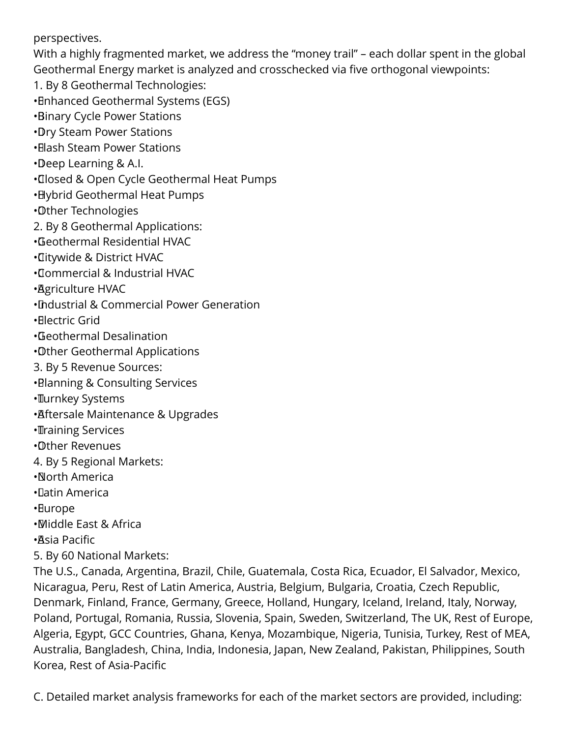perspectives.

With a highly fragmented market, we address the “money trail” – each dollar spent in the global Geothermal Energy market is analyzed and crosschecked via five orthogonal viewpoints:

1. By 8 Geothermal Technologies:
   - Enhanced Geothermal Systems (EGS)
   - Binary Cycle Power Stations
   - Dry Steam Power Stations
   - Flash Steam Power Stations
   - Deep Learning & A.I.
   - Closed & Open Cycle Geothermal Heat Pumps
   - Hybrid Geothermal Heat Pumps
   - Other Technologies
2. By 8 Geothermal Applications:
   - Geothermal Residential HVAC
   - Citywide & District HVAC
   - Commercial & Industrial HVAC
   - Agriculture HVAC
   - Industrial & Commercial Power Generation
   - Electric Grid
   - Geothermal Desalination
   - Other Geothermal Applications
3. By 5 Revenue Sources:
   - Planning & Consulting Services
   - Turnkey Systems
   - Aftersale Maintenance & Upgrades
   - Training Services
   - Other Revenues
4. By 5 Regional Markets:
   - North America
   - Latin America
   - Europe
   - Middle East & Africa
   - Asia Pacific
5. By 60 National Markets:

The U.S., Canada, Argentina, Brazil, Chile, Guatemala, Costa Rica, Ecuador, El Salvador, Mexico, Nicaragua, Peru, Rest of Latin America, Austria, Belgium, Bulgaria, Croatia, Czech Republic, Denmark, Finland, France, Germany, Greece, Holland, Hungary, Iceland, Ireland, Italy, Norway, Poland, Portugal, Romania, Russia, Slovenia, Spain, Sweden, Switzerland, The UK, Rest of Europe, Algeria, Egypt, GCC Countries, Ghana, Kenya, Mozambique, Nigeria, Tunisia, Turkey, Rest of MEA, Australia, Bangladesh, China, India, Indonesia, Japan, New Zealand, Pakistan, Philippines, South Korea, Rest of Asia-Pacific

C. Detailed market analysis frameworks for each of the market sectors are provided, including: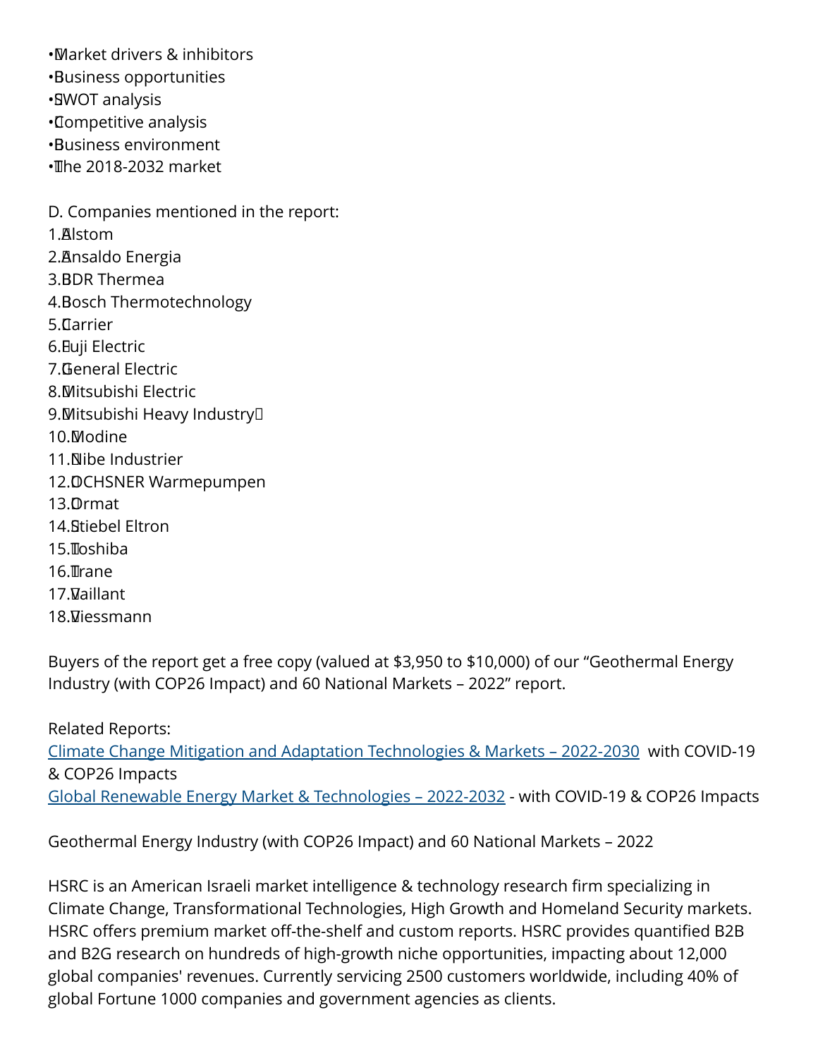- Market drivers & inhibitors
- Business opportunities
- SWOT analysis
- Competitive analysis
- Business environment
- The 2018-2032 market

D. Companies mentioned in the report:

1. Alstom
2. Ansaldo Energia
3. BDR Thermea
4. Bosch Thermotechnology
5. Carrier
6. Fuji Electric
7. General Electric
8. Mitsubishi Electric
9. Mitsubishi Heavy Industry
10. Modine
11. Nibe Industrier
12. OCHSNER Warmepumpen
13. Ormat
14. Stiebel Eltron
15. Toshiba
16. Trane
17. Vaillant
18. Viessmann

Buyers of the report get a free copy (valued at $3,950 to $10,000) of our "Geothermal Energy Industry (with COP26 Impact) and 60 National Markets – 2022" report.

Related Reports:
Climate Change Mitigation and Adaptation Technologies & Markets – 2022-2030 with COVID-19 & COP26 Impacts
Global Renewable Energy Market & Technologies – 2022-2032 - with COVID-19 & COP26 Impacts

Geothermal Energy Industry (with COP26 Impact) and 60 National Markets – 2022

HSRC is an American Israeli market intelligence & technology research firm specializing in Climate Change, Transformational Technologies, High Growth and Homeland Security markets. HSRC offers premium market off-the-shelf and custom reports. HSRC provides quantified B2B and B2G research on hundreds of high-growth niche opportunities, impacting about 12,000 global companies' revenues. Currently servicing 2500 customers worldwide, including 40% of global Fortune 1000 companies and government agencies as clients.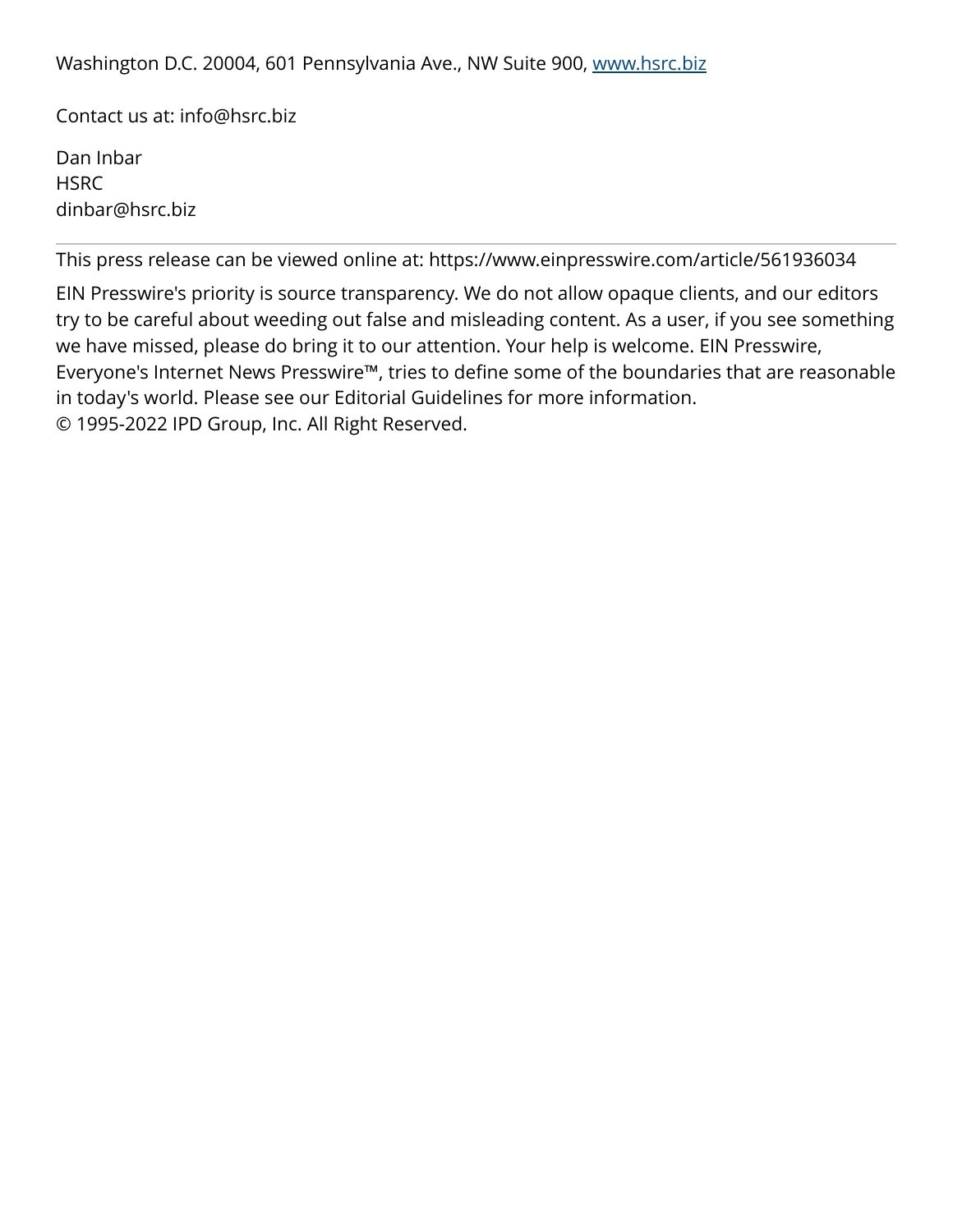Washington D.C. 20004, 601 Pennsylvania Ave., NW Suite 900, [www.hsrc.biz](http://www.hsrc.biz)

Contact us at: info@hsrc.biz

Dan Inbar
HSRC
dinbar@hsrc.biz

---

This press release can be viewed online at: https://www.einpresswire.com/article/561936034

EIN Presswire's priority is source transparency. We do not allow opaque clients, and our editors try to be careful about weeding out false and misleading content. As a user, if you see something we have missed, please do bring it to our attention. Your help is welcome. EIN Presswire, Everyone's Internet News Presswire™, tries to define some of the boundaries that are reasonable in today's world. Please see our Editorial Guidelines for more information.
© 1995-2022 IPD Group, Inc. All Right Reserved.